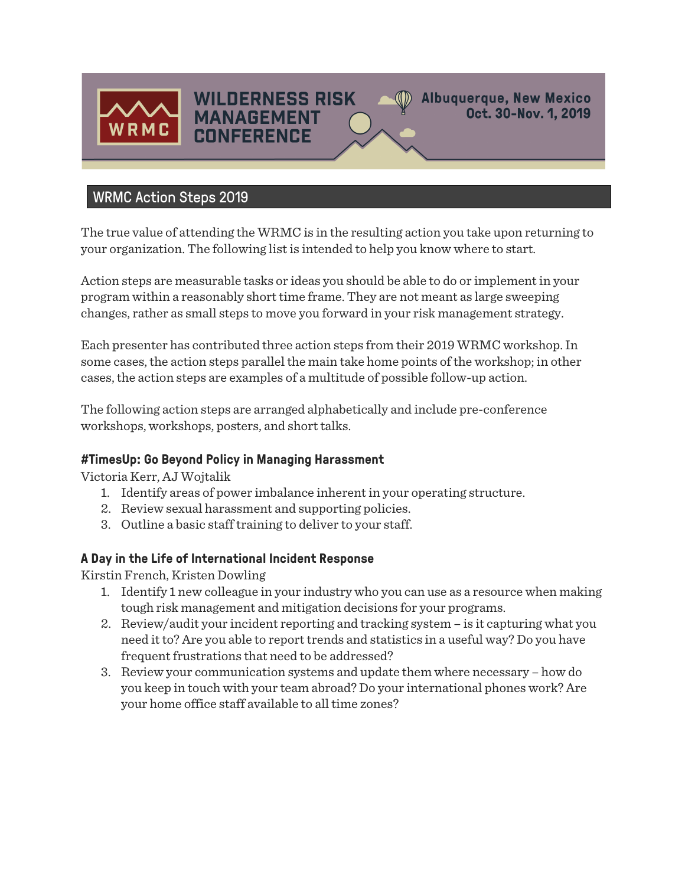# WILDERNESS RISK MANAGEMENT CONFERENCE

Albuquerque, New Mexico
Oct. 30-Nov. 1, 2019

## WRMC Action Steps 2019

The true value of attending the WRMC is in the resulting action you take upon returning to your organization. The following list is intended to help you know where to start.

Action steps are measurable tasks or ideas you should be able to do or implement in your program within a reasonably short time frame. They are not meant as large sweeping changes, rather as small steps to move you forward in your risk management strategy.

Each presenter has contributed three action steps from their 2019 WRMC workshop. In some cases, the action steps parallel the main take home points of the workshop; in other cases, the action steps are examples of a multitude of possible follow-up action.

The following action steps are arranged alphabetically and include pre-conference workshops, workshops, posters, and short talks.

### #TimesUp: Go Beyond Policy in Managing Harassment

Victoria Kerr, AJ Wojtalik

1. Identify areas of power imbalance inherent in your operating structure.
2. Review sexual harassment and supporting policies.
3. Outline a basic staff training to deliver to your staff.

### A Day in the Life of International Incident Response

Kirstin French, Kristen Dowling

1. Identify 1 new colleague in your industry who you can use as a resource when making tough risk management and mitigation decisions for your programs.
2. Review/audit your incident reporting and tracking system – is it capturing what you need it to? Are you able to report trends and statistics in a useful way? Do you have frequent frustrations that need to be addressed?
3. Review your communication systems and update them where necessary – how do you keep in touch with your team abroad? Do your international phones work? Are your home office staff available to all time zones?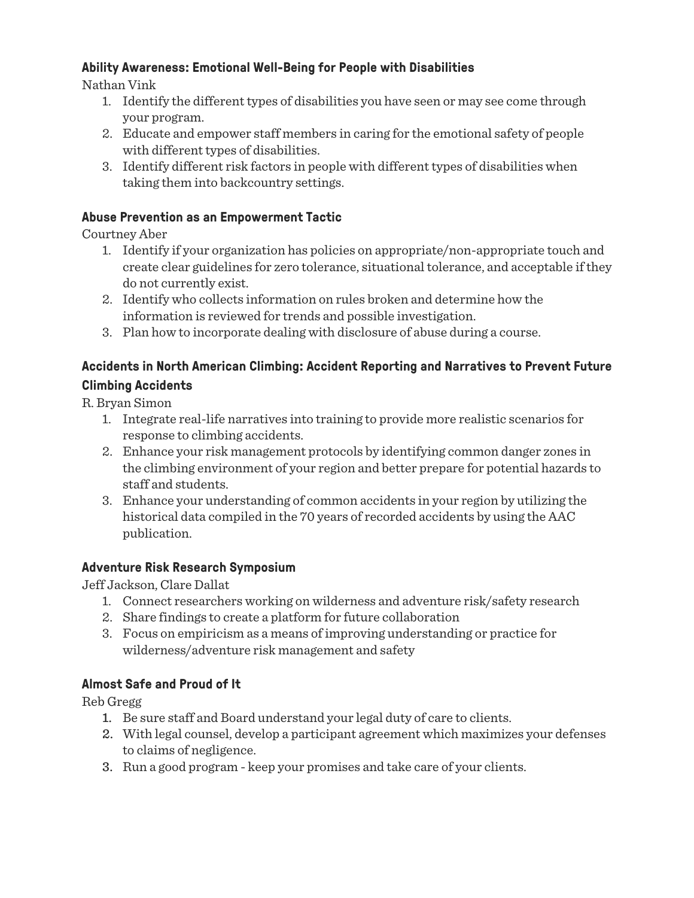### Ability Awareness: Emotional Well-Being for People with Disabilities

Nathan Vink

1. Identify the different types of disabilities you have seen or may see come through your program.
2. Educate and empower staff members in caring for the emotional safety of people with different types of disabilities.
3. Identify different risk factors in people with different types of disabilities when taking them into backcountry settings.

### Abuse Prevention as an Empowerment Tactic

Courtney Aber

1. Identify if your organization has policies on appropriate/non-appropriate touch and create clear guidelines for zero tolerance, situational tolerance, and acceptable if they do not currently exist.
2. Identify who collects information on rules broken and determine how the information is reviewed for trends and possible investigation.
3. Plan how to incorporate dealing with disclosure of abuse during a course.

### Accidents in North American Climbing: Accident Reporting and Narratives to Prevent Future Climbing Accidents

R. Bryan Simon

1. Integrate real-life narratives into training to provide more realistic scenarios for response to climbing accidents.
2. Enhance your risk management protocols by identifying common danger zones in the climbing environment of your region and better prepare for potential hazards to staff and students.
3. Enhance your understanding of common accidents in your region by utilizing the historical data compiled in the 70 years of recorded accidents by using the AAC publication.

### Adventure Risk Research Symposium

Jeff Jackson, Clare Dallat

1. Connect researchers working on wilderness and adventure risk/safety research
2. Share findings to create a platform for future collaboration
3. Focus on empiricism as a means of improving understanding or practice for wilderness/adventure risk management and safety

### Almost Safe and Proud of It

Reb Gregg

1. Be sure staff and Board understand your legal duty of care to clients.
2. With legal counsel, develop a participant agreement which maximizes your defenses to claims of negligence.
3. Run a good program - keep your promises and take care of your clients.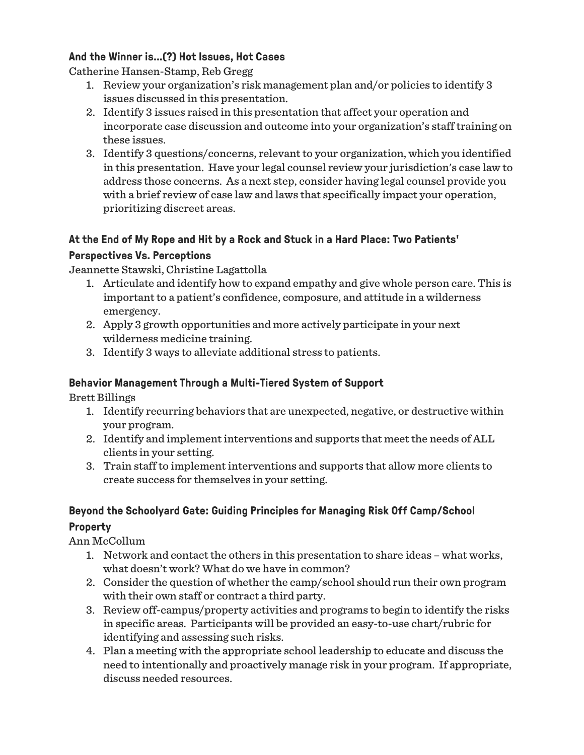### And the Winner is...(?) Hot Issues, Hot Cases

Catherine Hansen-Stamp, Reb Gregg

1. Review your organization's risk management plan and/or policies to identify 3 issues discussed in this presentation.
2. Identify 3 issues raised in this presentation that affect your operation and incorporate case discussion and outcome into your organization's staff training on these issues.
3. Identify 3 questions/concerns, relevant to your organization, which you identified in this presentation. Have your legal counsel review your jurisdiction's case law to address those concerns. As a next step, consider having legal counsel provide you with a brief review of case law and laws that specifically impact your operation, prioritizing discreet areas.

### At the End of My Rope and Hit by a Rock and Stuck in a Hard Place: Two Patients' Perspectives Vs. Perceptions

Jeannette Stawski, Christine Lagattolla

1. Articulate and identify how to expand empathy and give whole person care. This is important to a patient's confidence, composure, and attitude in a wilderness emergency.
2. Apply 3 growth opportunities and more actively participate in your next wilderness medicine training.
3. Identify 3 ways to alleviate additional stress to patients.

### Behavior Management Through a Multi-Tiered System of Support

Brett Billings

1. Identify recurring behaviors that are unexpected, negative, or destructive within your program.
2. Identify and implement interventions and supports that meet the needs of ALL clients in your setting.
3. Train staff to implement interventions and supports that allow more clients to create success for themselves in your setting.

### Beyond the Schoolyard Gate: Guiding Principles for Managing Risk Off Camp/School Property

Ann McCollum

1. Network and contact the others in this presentation to share ideas – what works, what doesn't work? What do we have in common?
2. Consider the question of whether the camp/school should run their own program with their own staff or contract a third party.
3. Review off-campus/property activities and programs to begin to identify the risks in specific areas. Participants will be provided an easy-to-use chart/rubric for identifying and assessing such risks.
4. Plan a meeting with the appropriate school leadership to educate and discuss the need to intentionally and proactively manage risk in your program. If appropriate, discuss needed resources.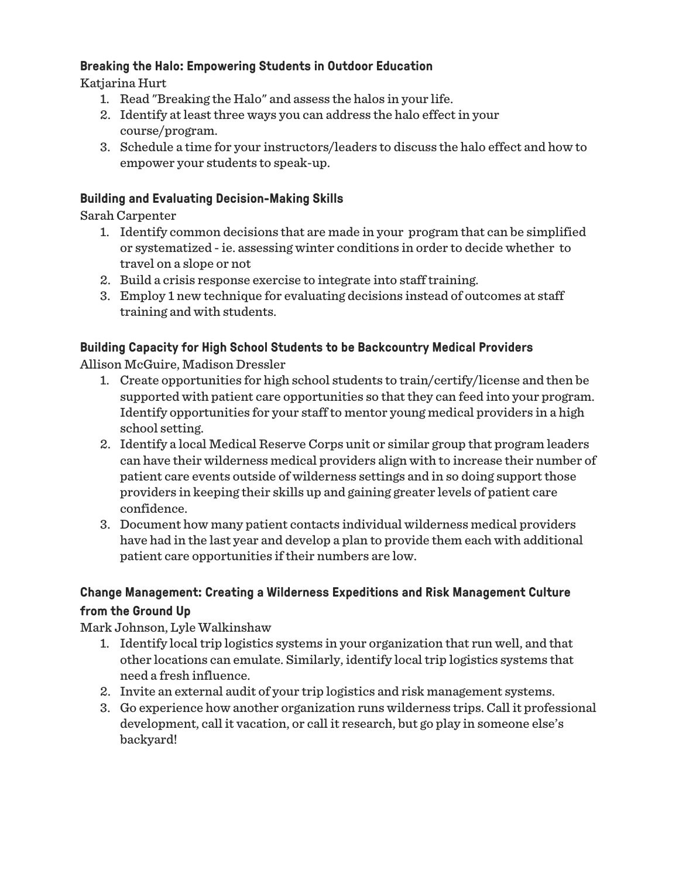### Breaking the Halo: Empowering Students in Outdoor Education

Katjarina Hurt

1. Read "Breaking the Halo" and assess the halos in your life.
2. Identify at least three ways you can address the halo effect in your course/program.
3. Schedule a time for your instructors/leaders to discuss the halo effect and how to empower your students to speak-up.

### Building and Evaluating Decision-Making Skills

Sarah Carpenter

1. Identify common decisions that are made in your program that can be simplified or systematized - ie. assessing winter conditions in order to decide whether to travel on a slope or not
2. Build a crisis response exercise to integrate into staff training.
3. Employ 1 new technique for evaluating decisions instead of outcomes at staff training and with students.

### Building Capacity for High School Students to be Backcountry Medical Providers

Allison McGuire, Madison Dressler

1. Create opportunities for high school students to train/certify/license and then be supported with patient care opportunities so that they can feed into your program. Identify opportunities for your staff to mentor young medical providers in a high school setting.
2. Identify a local Medical Reserve Corps unit or similar group that program leaders can have their wilderness medical providers align with to increase their number of patient care events outside of wilderness settings and in so doing support those providers in keeping their skills up and gaining greater levels of patient care confidence.
3. Document how many patient contacts individual wilderness medical providers have had in the last year and develop a plan to provide them each with additional patient care opportunities if their numbers are low.

### Change Management: Creating a Wilderness Expeditions and Risk Management Culture from the Ground Up

Mark Johnson, Lyle Walkinshaw

1. Identify local trip logistics systems in your organization that run well, and that other locations can emulate. Similarly, identify local trip logistics systems that need a fresh influence.
2. Invite an external audit of your trip logistics and risk management systems.
3. Go experience how another organization runs wilderness trips. Call it professional development, call it vacation, or call it research, but go play in someone else's backyard!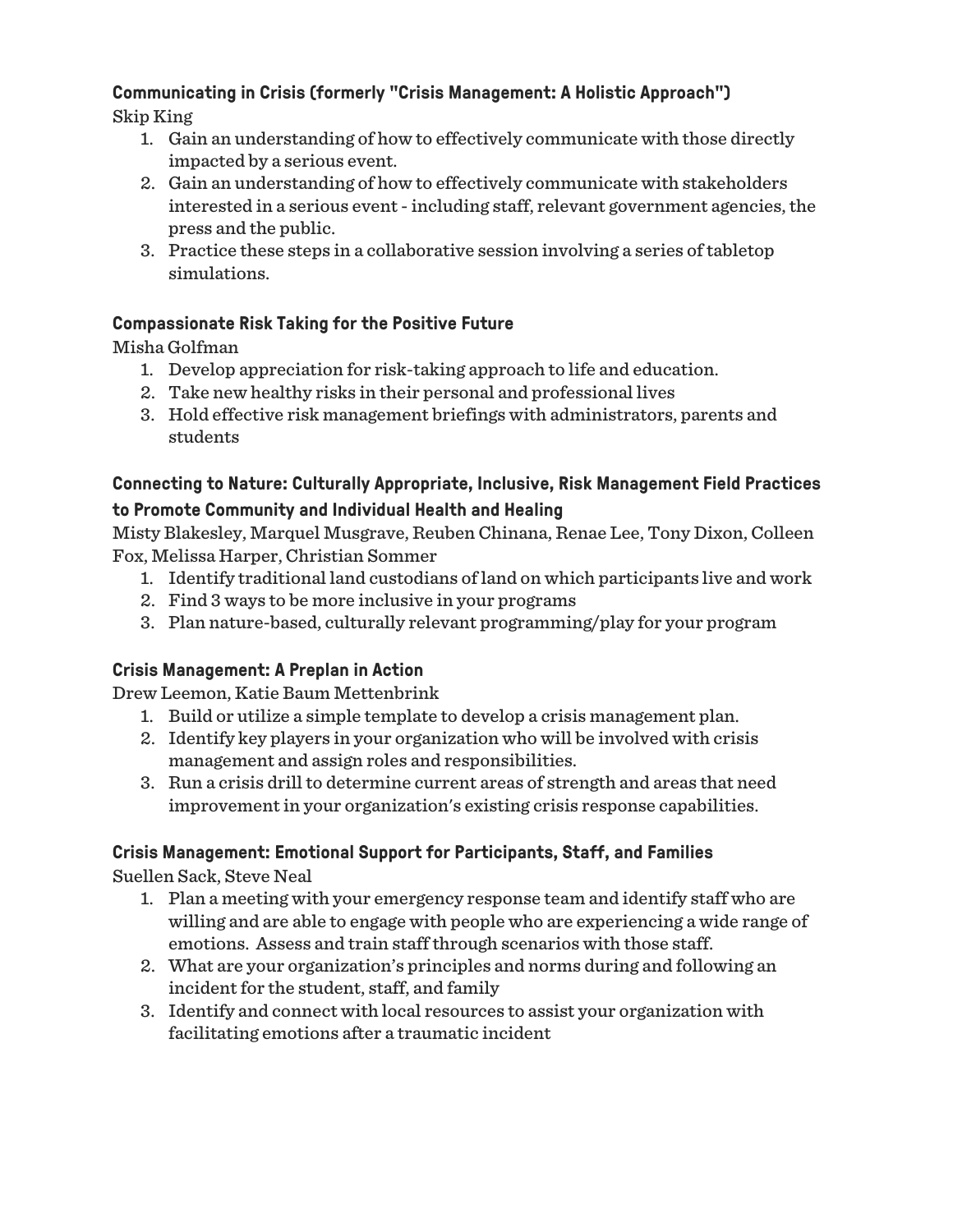### Communicating in Crisis (formerly "Crisis Management: A Holistic Approach")

Skip King

1. Gain an understanding of how to effectively communicate with those directly impacted by a serious event.
2. Gain an understanding of how to effectively communicate with stakeholders interested in a serious event - including staff, relevant government agencies, the press and the public.
3. Practice these steps in a collaborative session involving a series of tabletop simulations.

### Compassionate Risk Taking for the Positive Future

Misha Golfman

1. Develop appreciation for risk-taking approach to life and education.
2. Take new healthy risks in their personal and professional lives
3. Hold effective risk management briefings with administrators, parents and students

### Connecting to Nature: Culturally Appropriate, Inclusive, Risk Management Field Practices to Promote Community and Individual Health and Healing

Misty Blakesley, Marquel Musgrave, Reuben Chinana, Renae Lee, Tony Dixon, Colleen Fox, Melissa Harper, Christian Sommer

1. Identify traditional land custodians of land on which participants live and work
2. Find 3 ways to be more inclusive in your programs
3. Plan nature-based, culturally relevant programming/play for your program

### Crisis Management: A Preplan in Action

Drew Leemon, Katie Baum Mettenbrink

1. Build or utilize a simple template to develop a crisis management plan.
2. Identify key players in your organization who will be involved with crisis management and assign roles and responsibilities.
3. Run a crisis drill to determine current areas of strength and areas that need improvement in your organization's existing crisis response capabilities.

### Crisis Management: Emotional Support for Participants, Staff, and Families

Suellen Sack, Steve Neal

1. Plan a meeting with your emergency response team and identify staff who are willing and are able to engage with people who are experiencing a wide range of emotions. Assess and train staff through scenarios with those staff.
2. What are your organization's principles and norms during and following an incident for the student, staff, and family
3. Identify and connect with local resources to assist your organization with facilitating emotions after a traumatic incident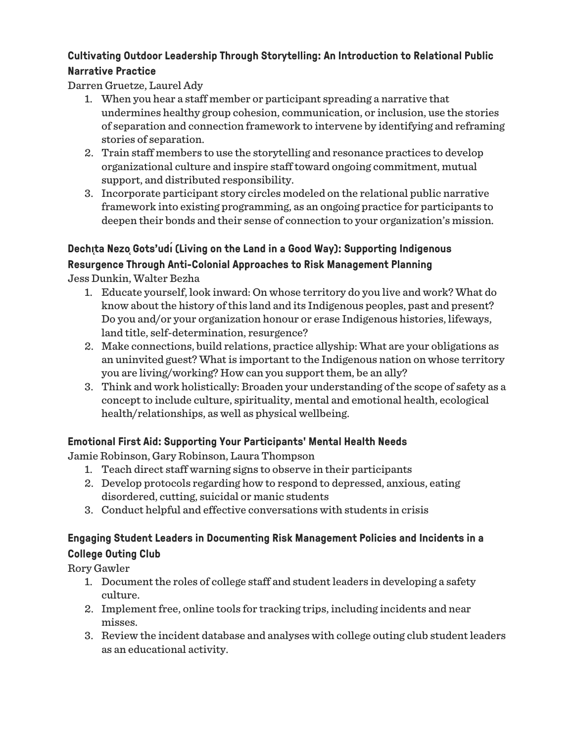### Cultivating Outdoor Leadership Through Storytelling: An Introduction to Relational Public Narrative Practice

Darren Gruetze, Laurel Ady

1. When you hear a staff member or participant spreading a narrative that undermines healthy group cohesion, communication, or inclusion, use the stories of separation and connection framework to intervene by identifying and reframing stories of separation.
2. Train staff members to use the storytelling and resonance practices to develop organizational culture and inspire staff toward ongoing commitment, mutual support, and distributed responsibility.
3. Incorporate participant story circles modeled on the relational public narrative framework into existing programming, as an ongoing practice for participants to deepen their bonds and their sense of connection to your organization's mission.

### Dechı̨ta Nezǫ Gots'udı́ (Living on the Land in a Good Way): Supporting Indigenous Resurgence Through Anti-Colonial Approaches to Risk Management Planning

Jess Dunkin, Walter Bezha

1. Educate yourself, look inward: On whose territory do you live and work? What do know about the history of this land and its Indigenous peoples, past and present? Do you and/or your organization honour or erase Indigenous histories, lifeways, land title, self-determination, resurgence?
2. Make connections, build relations, practice allyship: What are your obligations as an uninvited guest? What is important to the Indigenous nation on whose territory you are living/working? How can you support them, be an ally?
3. Think and work holistically: Broaden your understanding of the scope of safety as a concept to include culture, spirituality, mental and emotional health, ecological health/relationships, as well as physical wellbeing.

### Emotional First Aid: Supporting Your Participants' Mental Health Needs

Jamie Robinson, Gary Robinson, Laura Thompson

1. Teach direct staff warning signs to observe in their participants
2. Develop protocols regarding how to respond to depressed, anxious, eating disordered, cutting, suicidal or manic students
3. Conduct helpful and effective conversations with students in crisis

### Engaging Student Leaders in Documenting Risk Management Policies and Incidents in a College Outing Club

Rory Gawler

1. Document the roles of college staff and student leaders in developing a safety culture.
2. Implement free, online tools for tracking trips, including incidents and near misses.
3. Review the incident database and analyses with college outing club student leaders as an educational activity.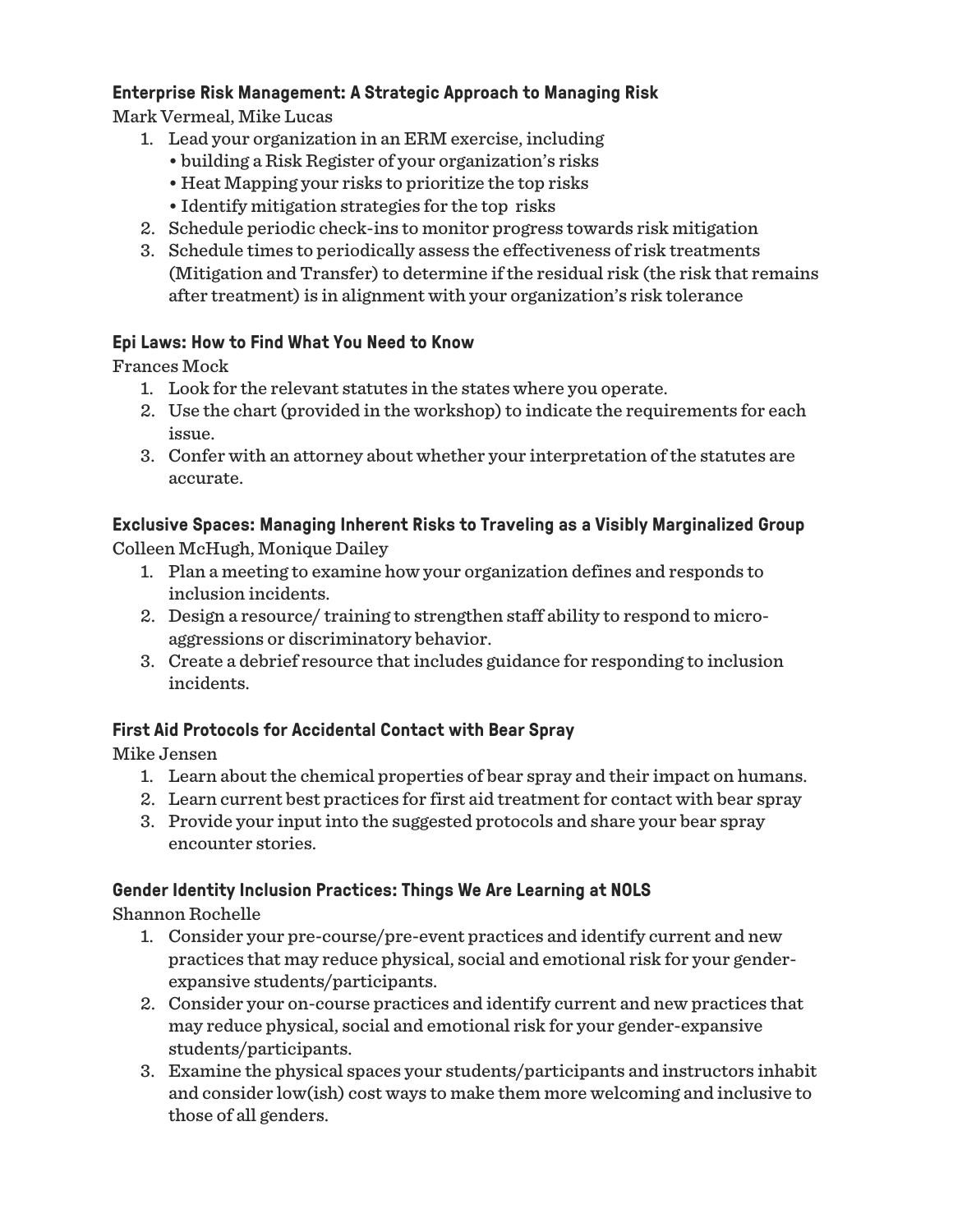### Enterprise Risk Management: A Strategic Approach to Managing Risk

Mark Vermeal, Mike Lucas

1. Lead your organization in an ERM exercise, including
   - building a Risk Register of your organization's risks
   - Heat Mapping your risks to prioritize the top risks
   - Identify mitigation strategies for the top risks
2. Schedule periodic check-ins to monitor progress towards risk mitigation
3. Schedule times to periodically assess the effectiveness of risk treatments (Mitigation and Transfer) to determine if the residual risk (the risk that remains after treatment) is in alignment with your organization's risk tolerance

### Epi Laws: How to Find What You Need to Know

Frances Mock

1. Look for the relevant statutes in the states where you operate.
2. Use the chart (provided in the workshop) to indicate the requirements for each issue.
3. Confer with an attorney about whether your interpretation of the statutes are accurate.

### Exclusive Spaces: Managing Inherent Risks to Traveling as a Visibly Marginalized Group

Colleen McHugh, Monique Dailey

1. Plan a meeting to examine how your organization defines and responds to inclusion incidents.
2. Design a resource/ training to strengthen staff ability to respond to micro-aggressions or discriminatory behavior.
3. Create a debrief resource that includes guidance for responding to inclusion incidents.

### First Aid Protocols for Accidental Contact with Bear Spray

Mike Jensen

1. Learn about the chemical properties of bear spray and their impact on humans.
2. Learn current best practices for first aid treatment for contact with bear spray
3. Provide your input into the suggested protocols and share your bear spray encounter stories.

### Gender Identity Inclusion Practices: Things We Are Learning at NOLS

Shannon Rochelle

1. Consider your pre-course/pre-event practices and identify current and new practices that may reduce physical, social and emotional risk for your gender-expansive students/participants.
2. Consider your on-course practices and identify current and new practices that may reduce physical, social and emotional risk for your gender-expansive students/participants.
3. Examine the physical spaces your students/participants and instructors inhabit and consider low(ish) cost ways to make them more welcoming and inclusive to those of all genders.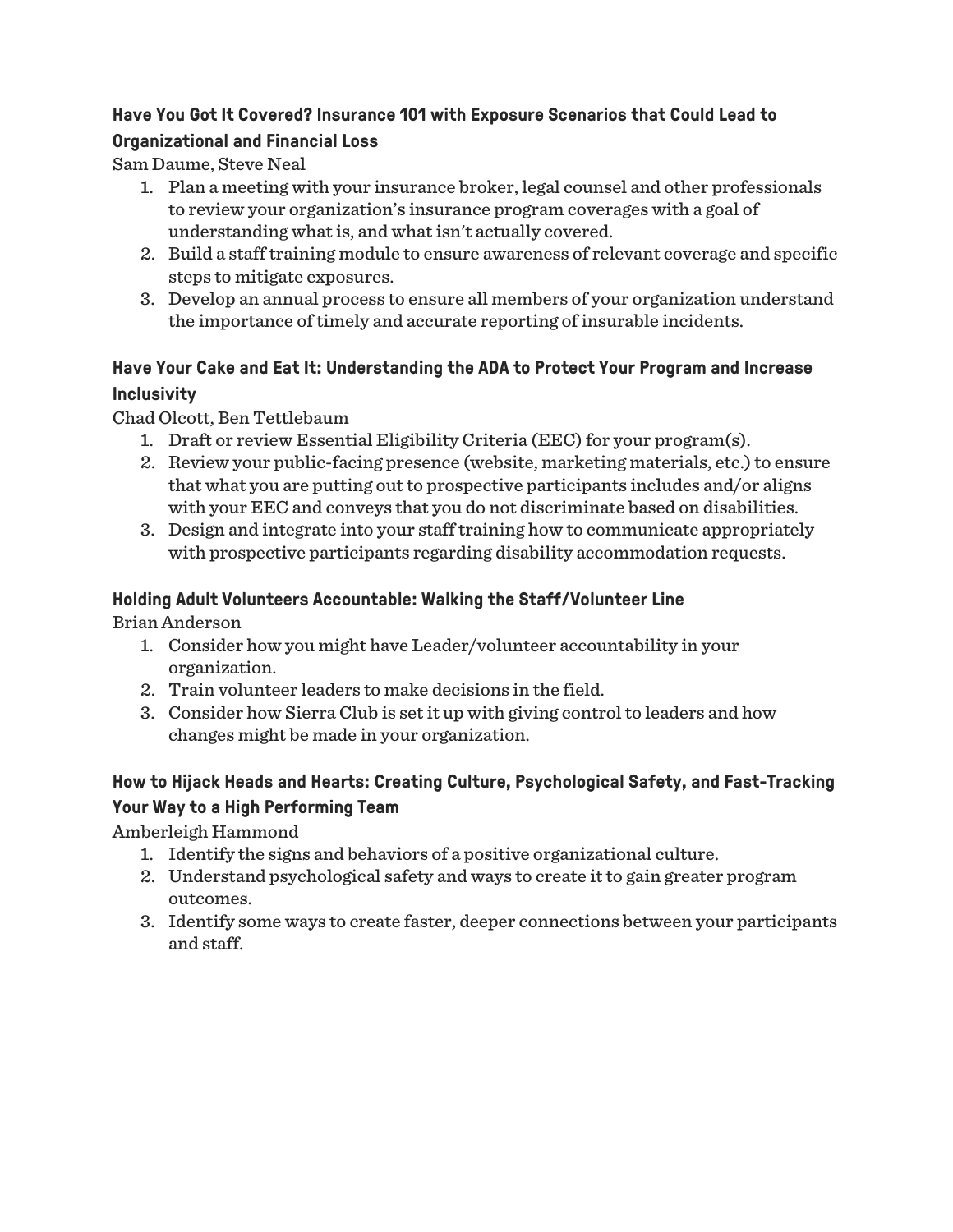### Have You Got It Covered? Insurance 101 with Exposure Scenarios that Could Lead to Organizational and Financial Loss

Sam Daume, Steve Neal

1. Plan a meeting with your insurance broker, legal counsel and other professionals to review your organization's insurance program coverages with a goal of understanding what is, and what isn't actually covered.
2. Build a staff training module to ensure awareness of relevant coverage and specific steps to mitigate exposures.
3. Develop an annual process to ensure all members of your organization understand the importance of timely and accurate reporting of insurable incidents.

### Have Your Cake and Eat It: Understanding the ADA to Protect Your Program and Increase Inclusivity

Chad Olcott, Ben Tettlebaum

1. Draft or review Essential Eligibility Criteria (EEC) for your program(s).
2. Review your public-facing presence (website, marketing materials, etc.) to ensure that what you are putting out to prospective participants includes and/or aligns with your EEC and conveys that you do not discriminate based on disabilities.
3. Design and integrate into your staff training how to communicate appropriately with prospective participants regarding disability accommodation requests.

### Holding Adult Volunteers Accountable: Walking the Staff/Volunteer Line

Brian Anderson

1. Consider how you might have Leader/volunteer accountability in your organization.
2. Train volunteer leaders to make decisions in the field.
3. Consider how Sierra Club is set it up with giving control to leaders and how changes might be made in your organization.

### How to Hijack Heads and Hearts: Creating Culture, Psychological Safety, and Fast-Tracking Your Way to a High Performing Team

Amberleigh Hammond

1. Identify the signs and behaviors of a positive organizational culture.
2. Understand psychological safety and ways to create it to gain greater program outcomes.
3. Identify some ways to create faster, deeper connections between your participants and staff.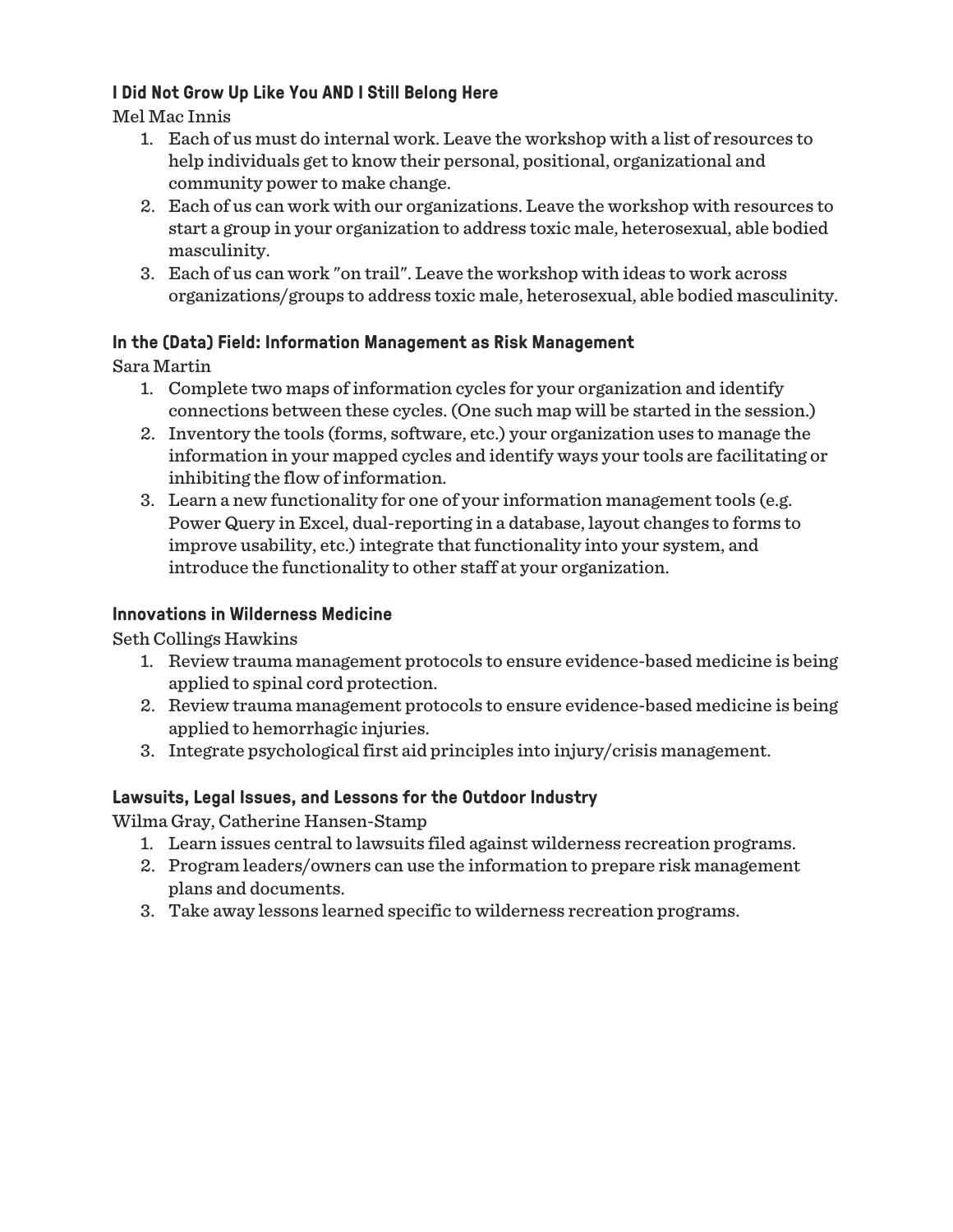### I Did Not Grow Up Like You AND I Still Belong Here

Mel Mac Innis

1. Each of us must do internal work. Leave the workshop with a list of resources to help individuals get to know their personal, positional, organizational and community power to make change.
2. Each of us can work with our organizations. Leave the workshop with resources to start a group in your organization to address toxic male, heterosexual, able bodied masculinity.
3. Each of us can work "on trail". Leave the workshop with ideas to work across organizations/groups to address toxic male, heterosexual, able bodied masculinity.

### In the (Data) Field: Information Management as Risk Management

Sara Martin

1. Complete two maps of information cycles for your organization and identify connections between these cycles. (One such map will be started in the session.)
2. Inventory the tools (forms, software, etc.) your organization uses to manage the information in your mapped cycles and identify ways your tools are facilitating or inhibiting the flow of information.
3. Learn a new functionality for one of your information management tools (e.g. Power Query in Excel, dual-reporting in a database, layout changes to forms to improve usability, etc.) integrate that functionality into your system, and introduce the functionality to other staff at your organization.

### Innovations in Wilderness Medicine

Seth Collings Hawkins

1. Review trauma management protocols to ensure evidence-based medicine is being applied to spinal cord protection.
2. Review trauma management protocols to ensure evidence-based medicine is being applied to hemorrhagic injuries.
3. Integrate psychological first aid principles into injury/crisis management.

### Lawsuits, Legal Issues, and Lessons for the Outdoor Industry

Wilma Gray, Catherine Hansen-Stamp

1. Learn issues central to lawsuits filed against wilderness recreation programs.
2. Program leaders/owners can use the information to prepare risk management plans and documents.
3. Take away lessons learned specific to wilderness recreation programs.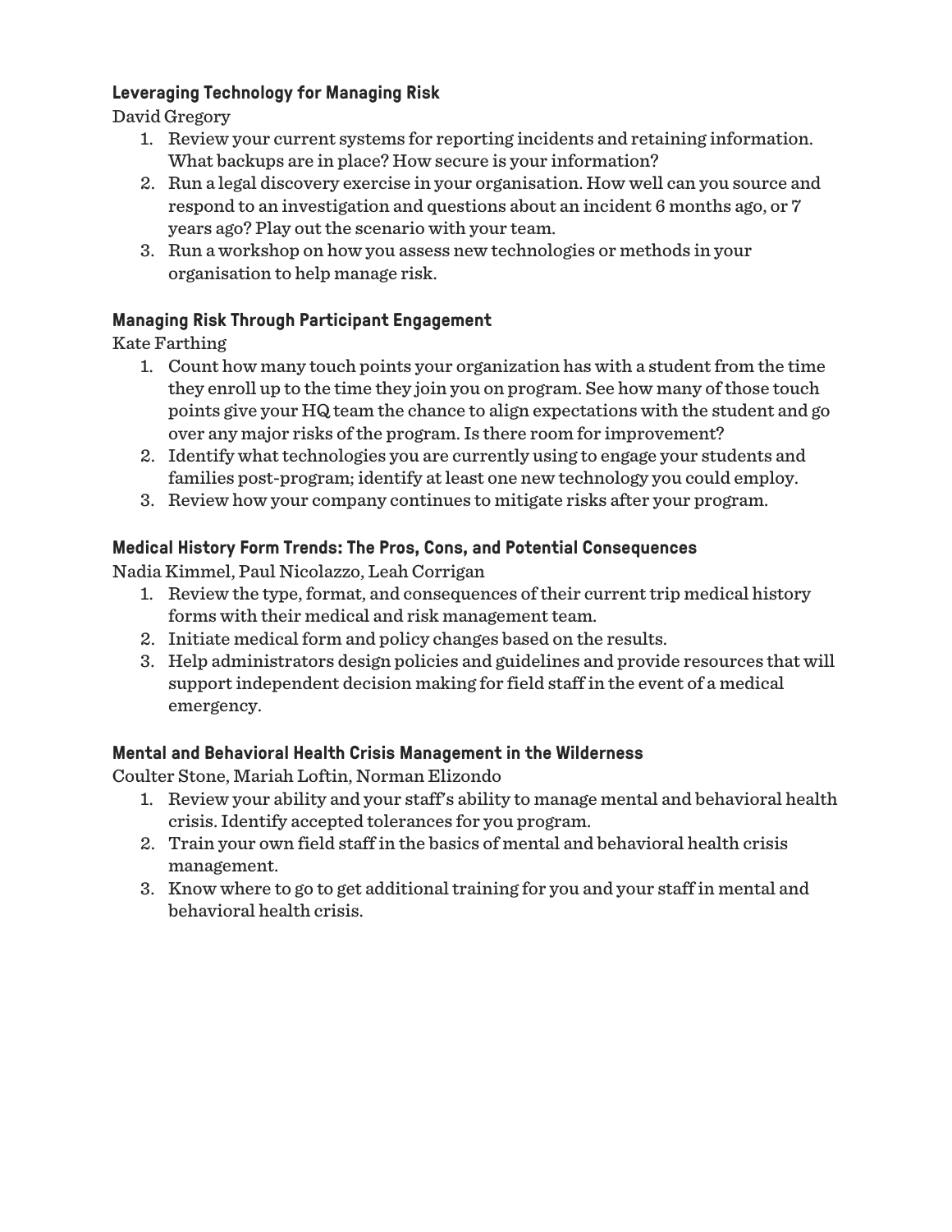### Leveraging Technology for Managing Risk

David Gregory

1. Review your current systems for reporting incidents and retaining information. What backups are in place? How secure is your information?
2. Run a legal discovery exercise in your organisation. How well can you source and respond to an investigation and questions about an incident 6 months ago, or 7 years ago? Play out the scenario with your team.
3. Run a workshop on how you assess new technologies or methods in your organisation to help manage risk.

### Managing Risk Through Participant Engagement

Kate Farthing

1. Count how many touch points your organization has with a student from the time they enroll up to the time they join you on program. See how many of those touch points give your HQ team the chance to align expectations with the student and go over any major risks of the program. Is there room for improvement?
2. Identify what technologies you are currently using to engage your students and families post-program; identify at least one new technology you could employ.
3. Review how your company continues to mitigate risks after your program.

### Medical History Form Trends: The Pros, Cons, and Potential Consequences

Nadia Kimmel, Paul Nicolazzo, Leah Corrigan

1. Review the type, format, and consequences of their current trip medical history forms with their medical and risk management team.
2. Initiate medical form and policy changes based on the results.
3. Help administrators design policies and guidelines and provide resources that will support independent decision making for field staff in the event of a medical emergency.

### Mental and Behavioral Health Crisis Management in the Wilderness

Coulter Stone, Mariah Loftin, Norman Elizondo

1. Review your ability and your staff's ability to manage mental and behavioral health crisis. Identify accepted tolerances for you program.
2. Train your own field staff in the basics of mental and behavioral health crisis management.
3. Know where to go to get additional training for you and your staff in mental and behavioral health crisis.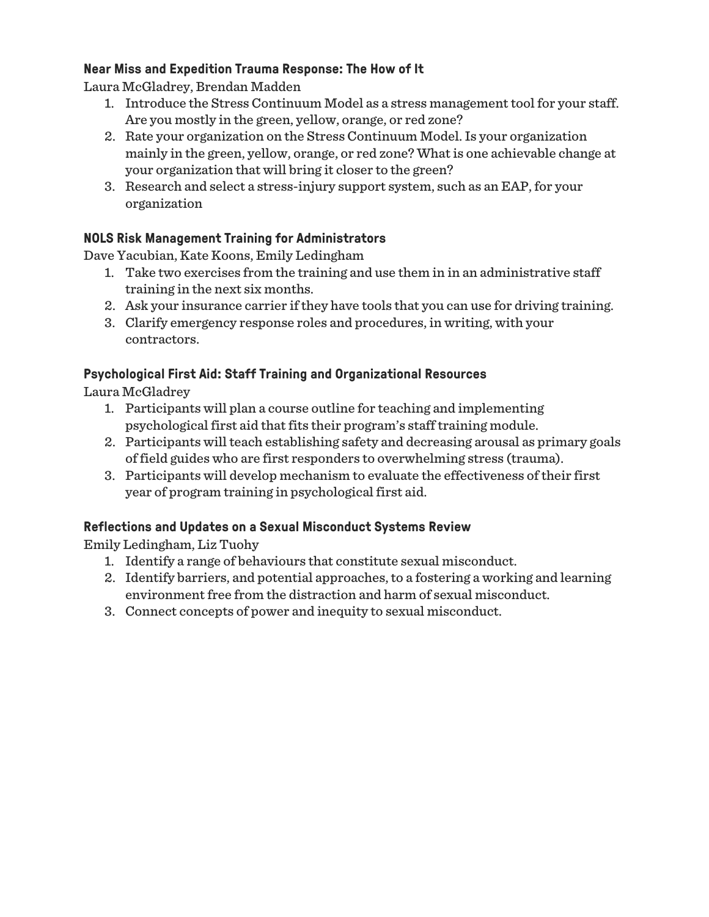### Near Miss and Expedition Trauma Response: The How of It

Laura McGladrey, Brendan Madden

1. Introduce the Stress Continuum Model as a stress management tool for your staff. Are you mostly in the green, yellow, orange, or red zone?
2. Rate your organization on the Stress Continuum Model. Is your organization mainly in the green, yellow, orange, or red zone? What is one achievable change at your organization that will bring it closer to the green?
3. Research and select a stress-injury support system, such as an EAP, for your organization

### NOLS Risk Management Training for Administrators

Dave Yacubian, Kate Koons, Emily Ledingham

1. Take two exercises from the training and use them in in an administrative staff training in the next six months.
2. Ask your insurance carrier if they have tools that you can use for driving training.
3. Clarify emergency response roles and procedures, in writing, with your contractors.

### Psychological First Aid: Staff Training and Organizational Resources

Laura McGladrey

1. Participants will plan a course outline for teaching and implementing psychological first aid that fits their program's staff training module.
2. Participants will teach establishing safety and decreasing arousal as primary goals of field guides who are first responders to overwhelming stress (trauma).
3. Participants will develop mechanism to evaluate the effectiveness of their first year of program training in psychological first aid.

### Reflections and Updates on a Sexual Misconduct Systems Review

Emily Ledingham, Liz Tuohy

1. Identify a range of behaviours that constitute sexual misconduct.
2. Identify barriers, and potential approaches, to a fostering a working and learning environment free from the distraction and harm of sexual misconduct.
3. Connect concepts of power and inequity to sexual misconduct.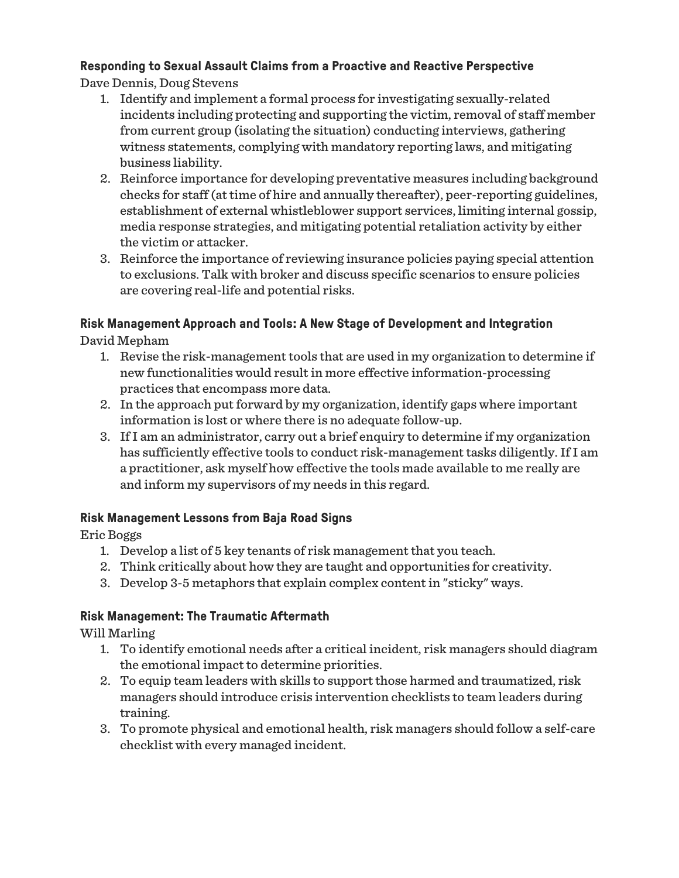### Responding to Sexual Assault Claims from a Proactive and Reactive Perspective

Dave Dennis, Doug Stevens

1. Identify and implement a formal process for investigating sexually-related incidents including protecting and supporting the victim, removal of staff member from current group (isolating the situation) conducting interviews, gathering witness statements, complying with mandatory reporting laws, and mitigating business liability.
2. Reinforce importance for developing preventative measures including background checks for staff (at time of hire and annually thereafter), peer-reporting guidelines, establishment of external whistleblower support services, limiting internal gossip, media response strategies, and mitigating potential retaliation activity by either the victim or attacker.
3. Reinforce the importance of reviewing insurance policies paying special attention to exclusions. Talk with broker and discuss specific scenarios to ensure policies are covering real-life and potential risks.

### Risk Management Approach and Tools: A New Stage of Development and Integration

David Mepham

1. Revise the risk-management tools that are used in my organization to determine if new functionalities would result in more effective information-processing practices that encompass more data.
2. In the approach put forward by my organization, identify gaps where important information is lost or where there is no adequate follow-up.
3. If I am an administrator, carry out a brief enquiry to determine if my organization has sufficiently effective tools to conduct risk-management tasks diligently. If I am a practitioner, ask myself how effective the tools made available to me really are and inform my supervisors of my needs in this regard.

### Risk Management Lessons from Baja Road Signs

Eric Boggs

1. Develop a list of 5 key tenants of risk management that you teach.
2. Think critically about how they are taught and opportunities for creativity.
3. Develop 3-5 metaphors that explain complex content in "sticky" ways.

### Risk Management: The Traumatic Aftermath

Will Marling

1. To identify emotional needs after a critical incident, risk managers should diagram the emotional impact to determine priorities.
2. To equip team leaders with skills to support those harmed and traumatized, risk managers should introduce crisis intervention checklists to team leaders during training.
3. To promote physical and emotional health, risk managers should follow a self-care checklist with every managed incident.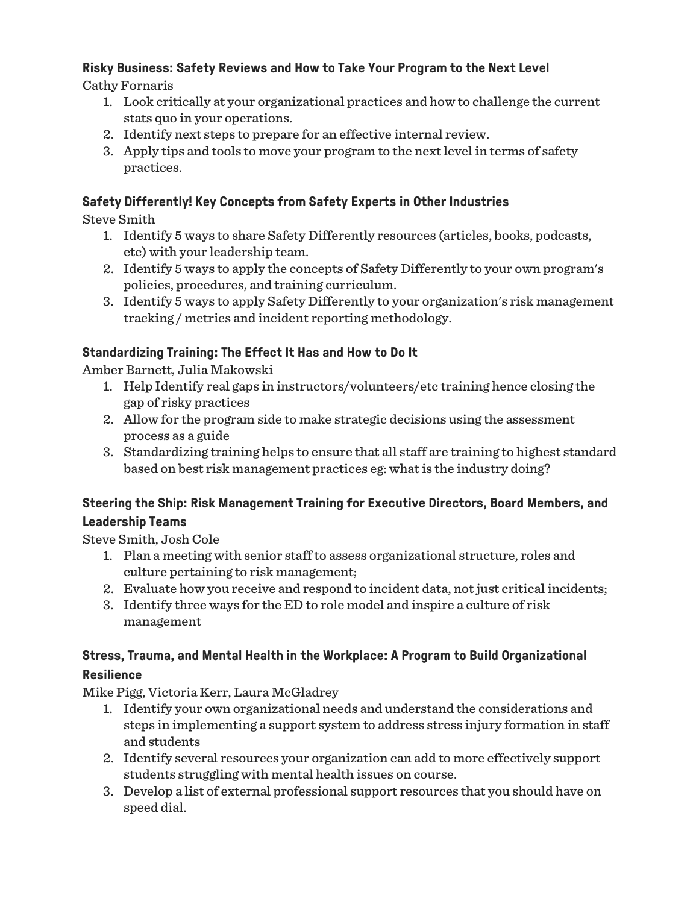### Risky Business: Safety Reviews and How to Take Your Program to the Next Level

Cathy Fornaris

1. Look critically at your organizational practices and how to challenge the current stats quo in your operations.
2. Identify next steps to prepare for an effective internal review.
3. Apply tips and tools to move your program to the next level in terms of safety practices.

### Safety Differently! Key Concepts from Safety Experts in Other Industries

Steve Smith

1. Identify 5 ways to share Safety Differently resources (articles, books, podcasts, etc) with your leadership team.
2. Identify 5 ways to apply the concepts of Safety Differently to your own program's policies, procedures, and training curriculum.
3. Identify 5 ways to apply Safety Differently to your organization's risk management tracking / metrics and incident reporting methodology.

### Standardizing Training: The Effect It Has and How to Do It

Amber Barnett, Julia Makowski

1. Help Identify real gaps in instructors/volunteers/etc training hence closing the gap of risky practices
2. Allow for the program side to make strategic decisions using the assessment process as a guide
3. Standardizing training helps to ensure that all staff are training to highest standard based on best risk management practices eg: what is the industry doing?

### Steering the Ship: Risk Management Training for Executive Directors, Board Members, and Leadership Teams

Steve Smith, Josh Cole

1. Plan a meeting with senior staff to assess organizational structure, roles and culture pertaining to risk management;
2. Evaluate how you receive and respond to incident data, not just critical incidents;
3. Identify three ways for the ED to role model and inspire a culture of risk management

### Stress, Trauma, and Mental Health in the Workplace: A Program to Build Organizational Resilience

Mike Pigg, Victoria Kerr, Laura McGladrey

1. Identify your own organizational needs and understand the considerations and steps in implementing a support system to address stress injury formation in staff and students
2. Identify several resources your organization can add to more effectively support students struggling with mental health issues on course.
3. Develop a list of external professional support resources that you should have on speed dial.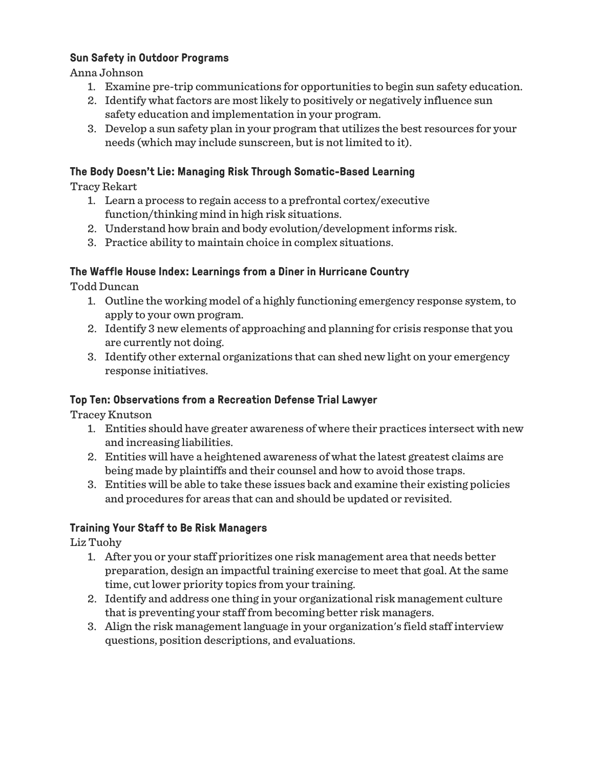### Sun Safety in Outdoor Programs

Anna Johnson

1. Examine pre-trip communications for opportunities to begin sun safety education.
2. Identify what factors are most likely to positively or negatively influence sun safety education and implementation in your program.
3. Develop a sun safety plan in your program that utilizes the best resources for your needs (which may include sunscreen, but is not limited to it).

### The Body Doesn't Lie: Managing Risk Through Somatic-Based Learning

Tracy Rekart

1. Learn a process to regain access to a prefrontal cortex/executive function/thinking mind in high risk situations.
2. Understand how brain and body evolution/development informs risk.
3. Practice ability to maintain choice in complex situations.

### The Waffle House Index: Learnings from a Diner in Hurricane Country

Todd Duncan

1. Outline the working model of a highly functioning emergency response system, to apply to your own program.
2. Identify 3 new elements of approaching and planning for crisis response that you are currently not doing.
3. Identify other external organizations that can shed new light on your emergency response initiatives.

### Top Ten: Observations from a Recreation Defense Trial Lawyer

Tracey Knutson

1. Entities should have greater awareness of where their practices intersect with new and increasing liabilities.
2. Entities will have a heightened awareness of what the latest greatest claims are being made by plaintiffs and their counsel and how to avoid those traps.
3. Entities will be able to take these issues back and examine their existing policies and procedures for areas that can and should be updated or revisited.

### Training Your Staff to Be Risk Managers

Liz Tuohy

1. After you or your staff prioritizes one risk management area that needs better preparation, design an impactful training exercise to meet that goal. At the same time, cut lower priority topics from your training.
2. Identify and address one thing in your organizational risk management culture that is preventing your staff from becoming better risk managers.
3. Align the risk management language in your organization's field staff interview questions, position descriptions, and evaluations.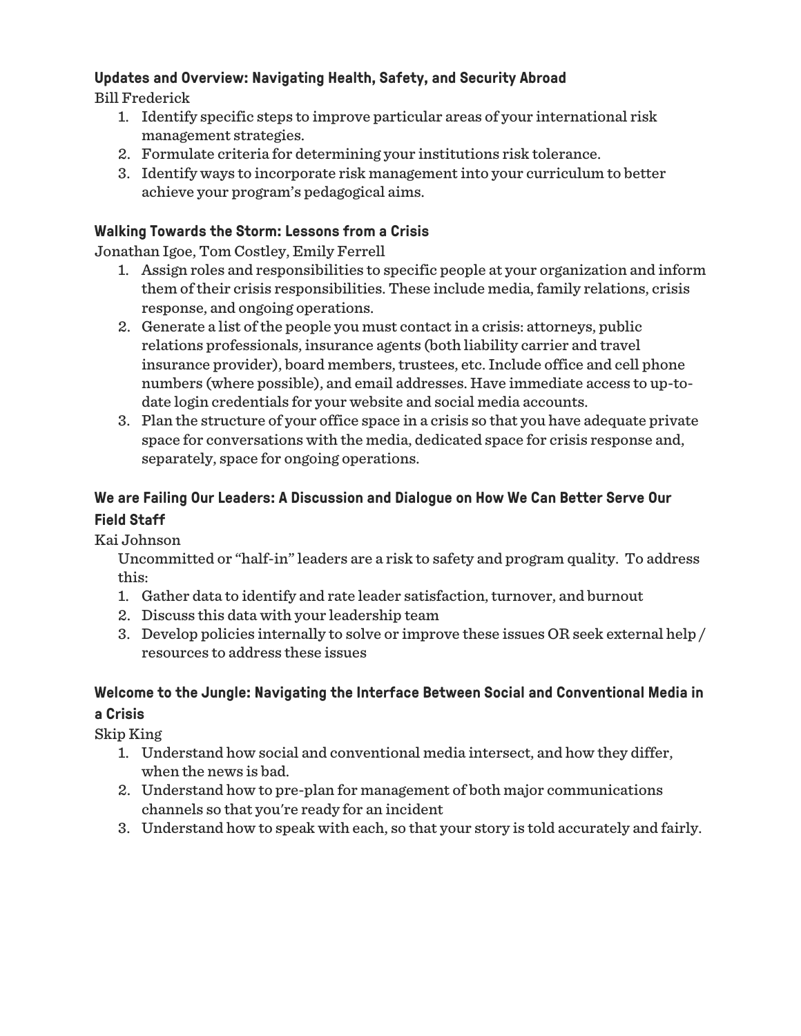### Updates and Overview: Navigating Health, Safety, and Security Abroad

Bill Frederick

1. Identify specific steps to improve particular areas of your international risk management strategies.
2. Formulate criteria for determining your institutions risk tolerance.
3. Identify ways to incorporate risk management into your curriculum to better achieve your program's pedagogical aims.

### Walking Towards the Storm: Lessons from a Crisis

Jonathan Igoe, Tom Costley, Emily Ferrell

1. Assign roles and responsibilities to specific people at your organization and inform them of their crisis responsibilities. These include media, family relations, crisis response, and ongoing operations.
2. Generate a list of the people you must contact in a crisis: attorneys, public relations professionals, insurance agents (both liability carrier and travel insurance provider), board members, trustees, etc. Include office and cell phone numbers (where possible), and email addresses. Have immediate access to up-to-date login credentials for your website and social media accounts.
3. Plan the structure of your office space in a crisis so that you have adequate private space for conversations with the media, dedicated space for crisis response and, separately, space for ongoing operations.

### We are Failing Our Leaders: A Discussion and Dialogue on How We Can Better Serve Our Field Staff

Kai Johnson

Uncommitted or "half-in" leaders are a risk to safety and program quality. To address this:

1. Gather data to identify and rate leader satisfaction, turnover, and burnout
2. Discuss this data with your leadership team
3. Develop policies internally to solve or improve these issues OR seek external help / resources to address these issues

### Welcome to the Jungle: Navigating the Interface Between Social and Conventional Media in a Crisis

Skip King

1. Understand how social and conventional media intersect, and how they differ, when the news is bad.
2. Understand how to pre-plan for management of both major communications channels so that you're ready for an incident
3. Understand how to speak with each, so that your story is told accurately and fairly.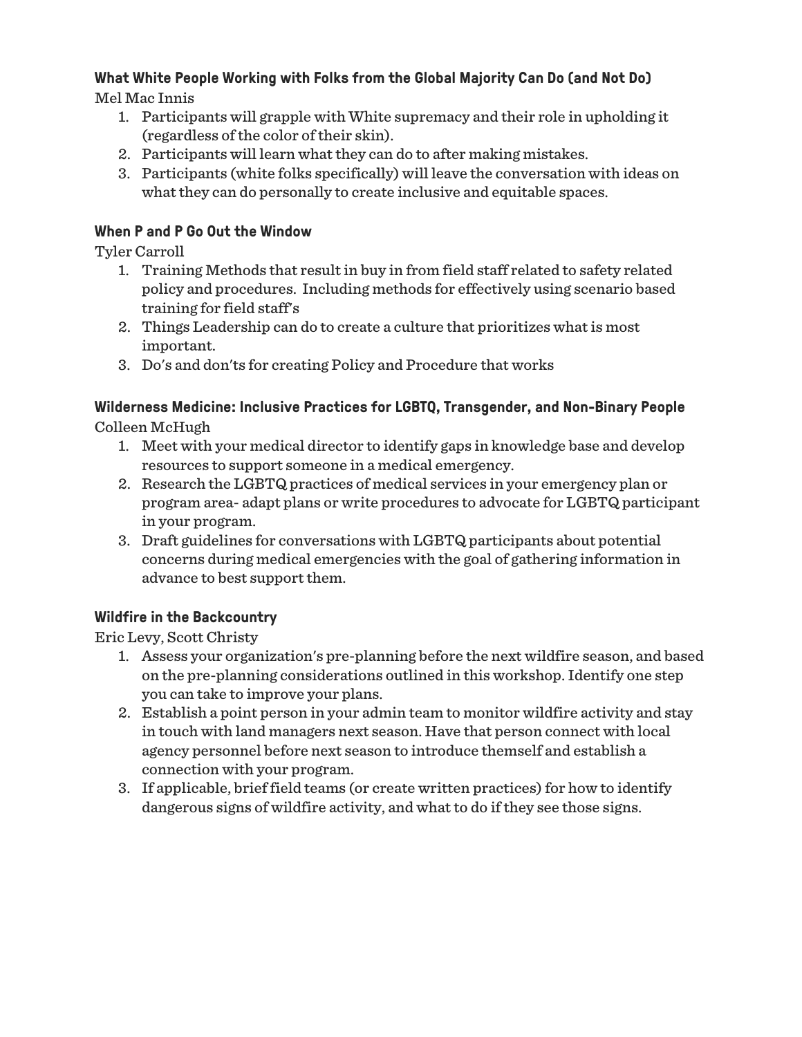### What White People Working with Folks from the Global Majority Can Do (and Not Do)

Mel Mac Innis

1. Participants will grapple with White supremacy and their role in upholding it (regardless of the color of their skin).
2. Participants will learn what they can do to after making mistakes.
3. Participants (white folks specifically) will leave the conversation with ideas on what they can do personally to create inclusive and equitable spaces.

### When P and P Go Out the Window

Tyler Carroll

1. Training Methods that result in buy in from field staff related to safety related policy and procedures. Including methods for effectively using scenario based training for field staff's
2. Things Leadership can do to create a culture that prioritizes what is most important.
3. Do's and don'ts for creating Policy and Procedure that works

### Wilderness Medicine: Inclusive Practices for LGBTQ, Transgender, and Non-Binary People

Colleen McHugh

1. Meet with your medical director to identify gaps in knowledge base and develop resources to support someone in a medical emergency.
2. Research the LGBTQ practices of medical services in your emergency plan or program area- adapt plans or write procedures to advocate for LGBTQ participant in your program.
3. Draft guidelines for conversations with LGBTQ participants about potential concerns during medical emergencies with the goal of gathering information in advance to best support them.

### Wildfire in the Backcountry

Eric Levy, Scott Christy

1. Assess your organization's pre-planning before the next wildfire season, and based on the pre-planning considerations outlined in this workshop. Identify one step you can take to improve your plans.
2. Establish a point person in your admin team to monitor wildfire activity and stay in touch with land managers next season. Have that person connect with local agency personnel before next season to introduce themself and establish a connection with your program.
3. If applicable, brief field teams (or create written practices) for how to identify dangerous signs of wildfire activity, and what to do if they see those signs.